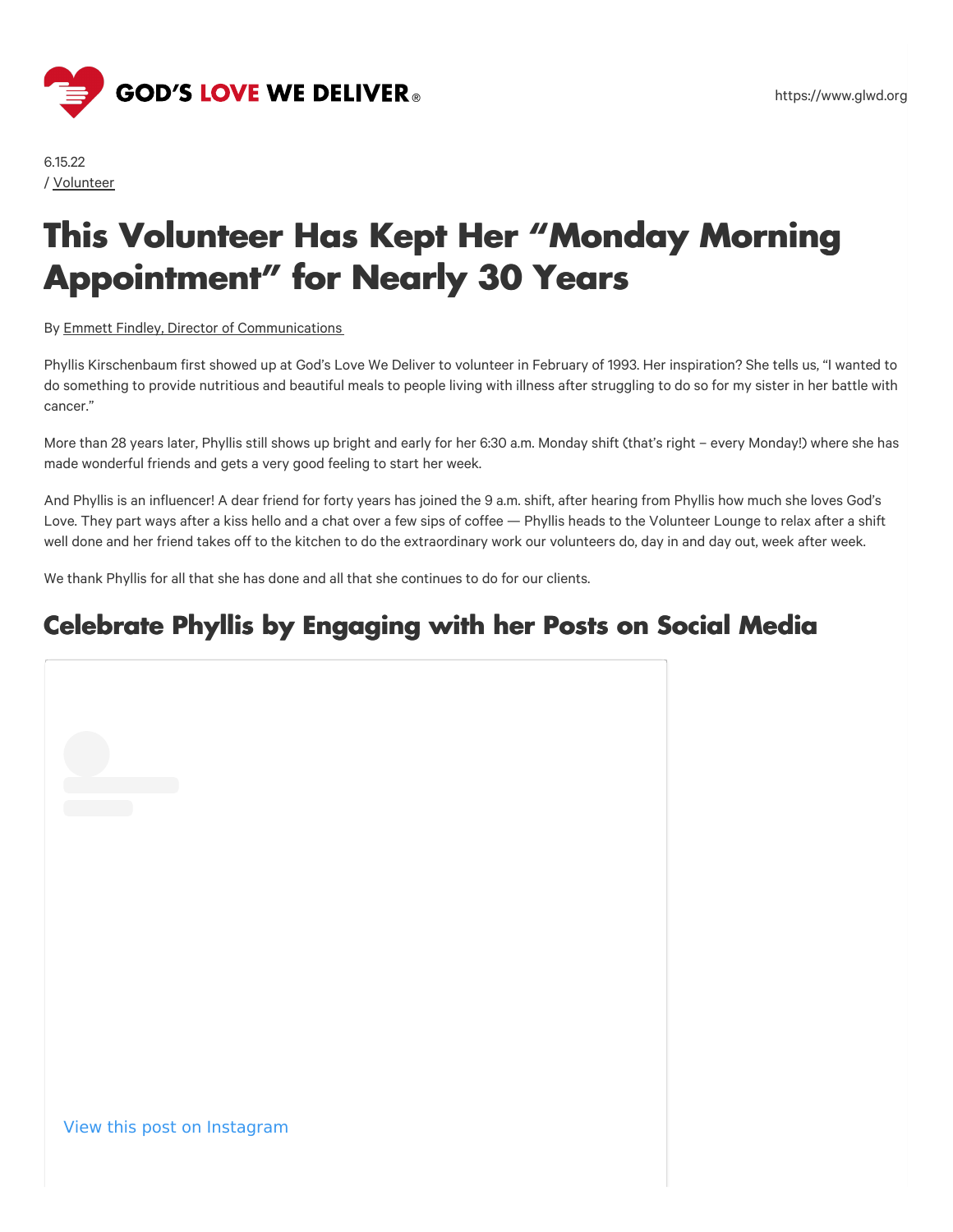6.15.22
/ Volunteer

# This Volunteer Has Kept Her "Monday Morning Appointment" for Nearly 30 Years

By Emmett Findley, Director of Communications

Phyllis Kirschenbaum first showed up at God's Love We Deliver to volunteer in February of 1993. Her inspiration? She tells us, "I wanted to do something to provide nutritious and beautiful meals to people living with illness after struggling to do so for my sister in her battle with cancer."

More than 28 years later, Phyllis still shows up bright and early for her 6:30 a.m. Monday shift (that's right – every Monday!) where she has made wonderful friends and gets a very good feeling to start her week.

And Phyllis is an influencer! A dear friend for forty years has joined the 9 a.m. shift, after hearing from Phyllis how much she loves God's Love. They part ways after a kiss hello and a chat over a few sips of coffee — Phyllis heads to the Volunteer Lounge to relax after a shift well done and her friend takes off to the kitchen to do the extraordinary work our volunteers do, day in and day out, week after week.

We thank Phyllis for all that she has done and all that she continues to do for our clients.

## Celebrate Phyllis by Engaging with her Posts on Social Media

View this post on Instagram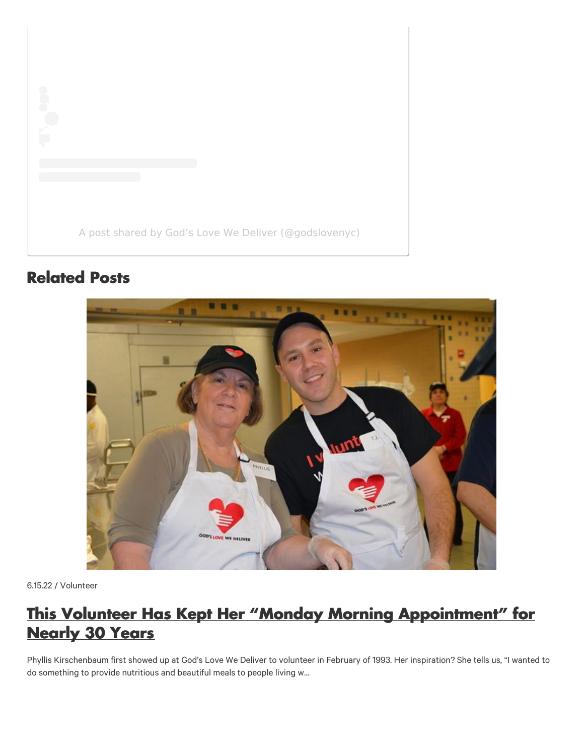A post shared by God's Love We Deliver (@godslovenyc)

## Related Posts

6.15.22 / Volunteer

## This Volunteer Has Kept Her "Monday Morning Appointment" for Nearly 30 Years

Phyllis Kirschenbaum first showed up at God's Love We Deliver to volunteer in February of 1993. Her inspiration? She tells us, "I wanted to do something to provide nutritious and beautiful meals to people living w...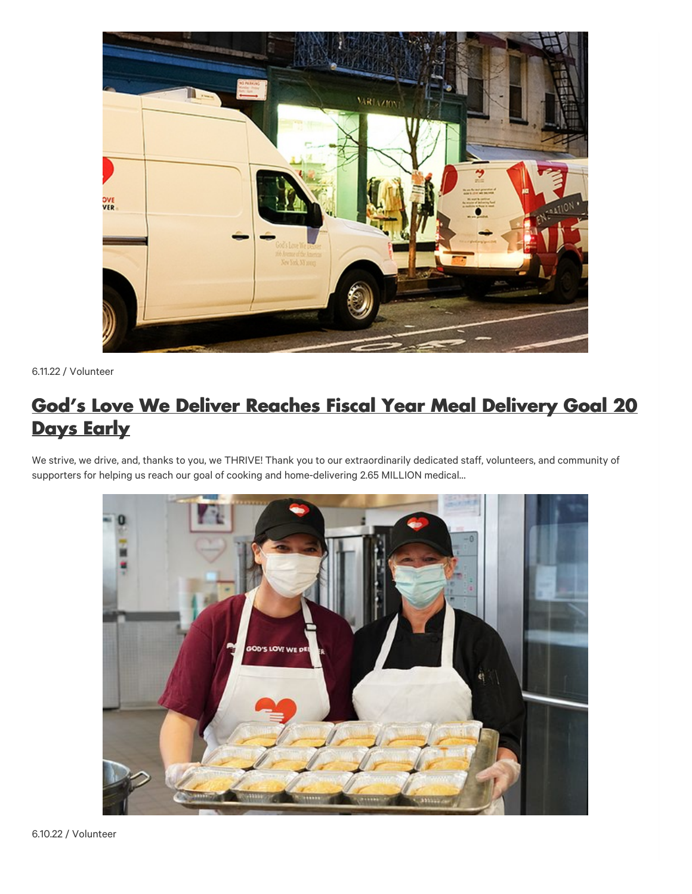6.11.22 / Volunteer

## God's Love We Deliver Reaches Fiscal Year Meal Delivery Goal 20 Days Early

We strive, we drive, and, thanks to you, we THRIVE! Thank you to our extraordinarily dedicated staff, volunteers, and community of supporters for helping us reach our goal of cooking and home-delivering 2.65 MILLION medical...

6.10.22 / Volunteer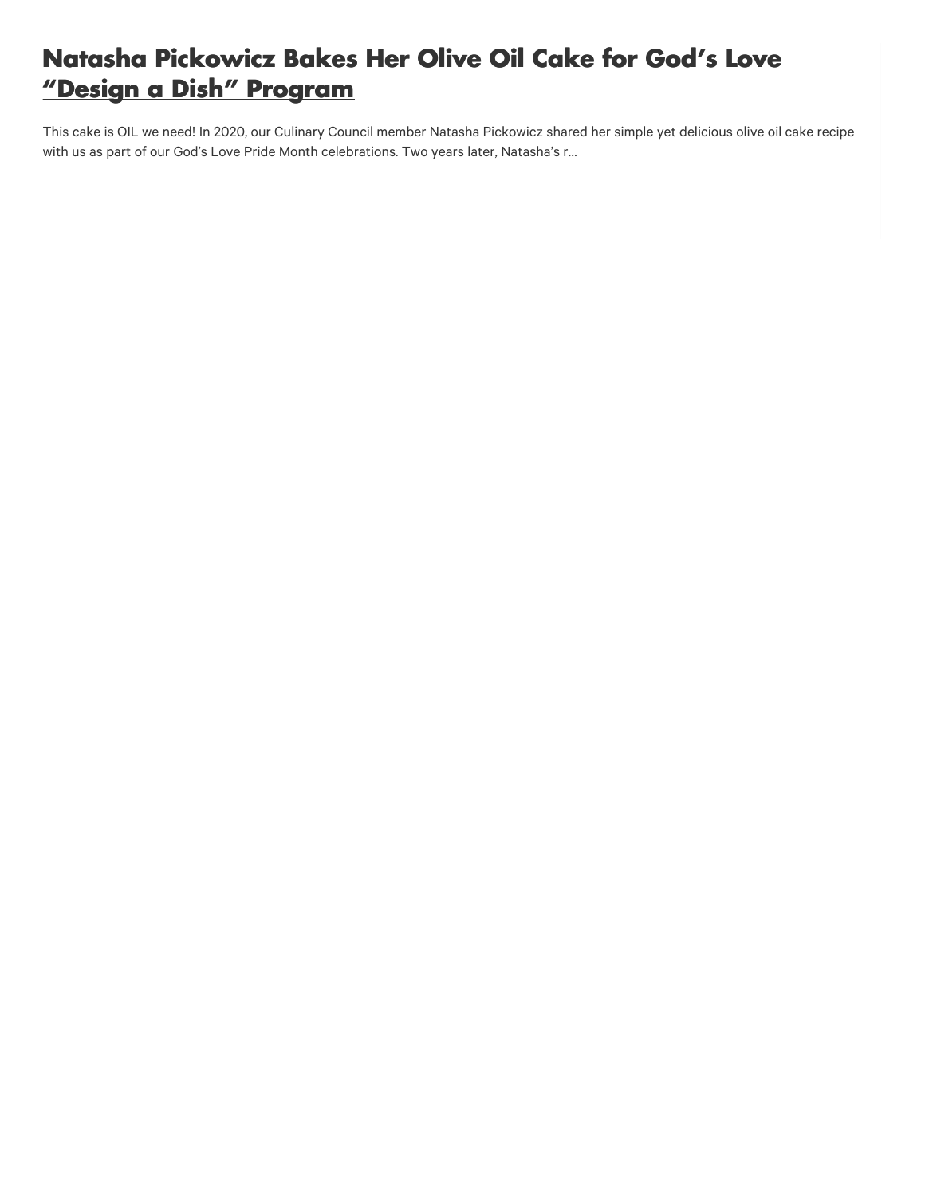## Natasha Pickowicz Bakes Her Olive Oil Cake for God's Love "Design a Dish" Program

This cake is OIL we need! In 2020, our Culinary Council member Natasha Pickowicz shared her simple yet delicious olive oil cake recipe with us as part of our God's Love Pride Month celebrations. Two years later, Natasha's r...